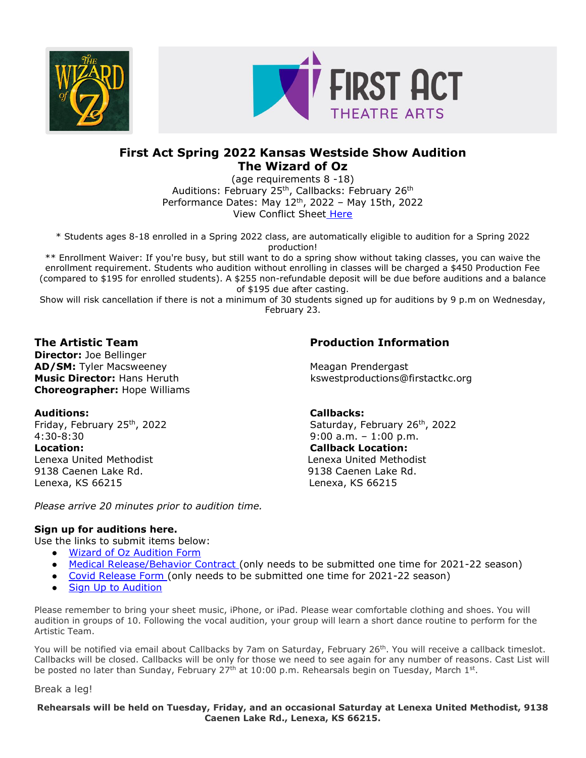# First Act Spring 2022 Kansas Westside Show Audition
# The Wizard of Oz

(age requirements 8 -18)
Auditions: February 25th, Callbacks: February 26th
Performance Dates: May 12th, 2022 – May 15th, 2022
View Conflict Sheet Here

* Students ages 8-18 enrolled in a Spring 2022 class, are automatically eligible to audition for a Spring 2022 production!
** Enrollment Waiver: If you're busy, but still want to do a spring show without taking classes, you can waive the enrollment requirement. Students who audition without enrolling in classes will be charged a $450 Production Fee (compared to $195 for enrolled students). A $255 non-refundable deposit will be due before auditions and a balance of $195 due after casting.
Show will risk cancellation if there is not a minimum of 30 students signed up for auditions by 9 p.m on Wednesday, February 23.

## The Artistic Team

**Director:** Joe Bellinger
**AD/SM:** Tyler Macsweeney
**Music Director:** Hans Heruth
**Choreographer:** Hope Williams

## Production Information

Meagan Prendergast
kswestproductions@firstactkc.org

**Auditions:**
Friday, February 25th, 2022
4:30-8:30
**Location:**
Lenexa United Methodist
9138 Caenen Lake Rd.
Lenexa, KS 66215

**Callbacks:**
Saturday, February 26th, 2022
9:00 a.m. – 1:00 p.m.
**Callback Location:**
Lenexa United Methodist
9138 Caenen Lake Rd.
Lenexa, KS 66215

*Please arrive 20 minutes prior to audition time.*

**Sign up for auditions here.**
Use the links to submit items below:

- Wizard of Oz Audition Form
- Medical Release/Behavior Contract (only needs to be submitted one time for 2021-22 season)
- Covid Release Form (only needs to be submitted one time for 2021-22 season)
- Sign Up to Audition

Please remember to bring your sheet music, iPhone, or iPad. Please wear comfortable clothing and shoes. You will audition in groups of 10. Following the vocal audition, your group will learn a short dance routine to perform for the Artistic Team.

You will be notified via email about Callbacks by 7am on Saturday, February 26th. You will receive a callback timeslot. Callbacks will be closed. Callbacks will be only for those we need to see again for any number of reasons. Cast List will be posted no later than Sunday, February 27th at 10:00 p.m. Rehearsals begin on Tuesday, March 1st.

Break a leg!

**Rehearsals will be held on Tuesday, Friday, and an occasional Saturday at Lenexa United Methodist, 9138 Caenen Lake Rd., Lenexa, KS 66215.**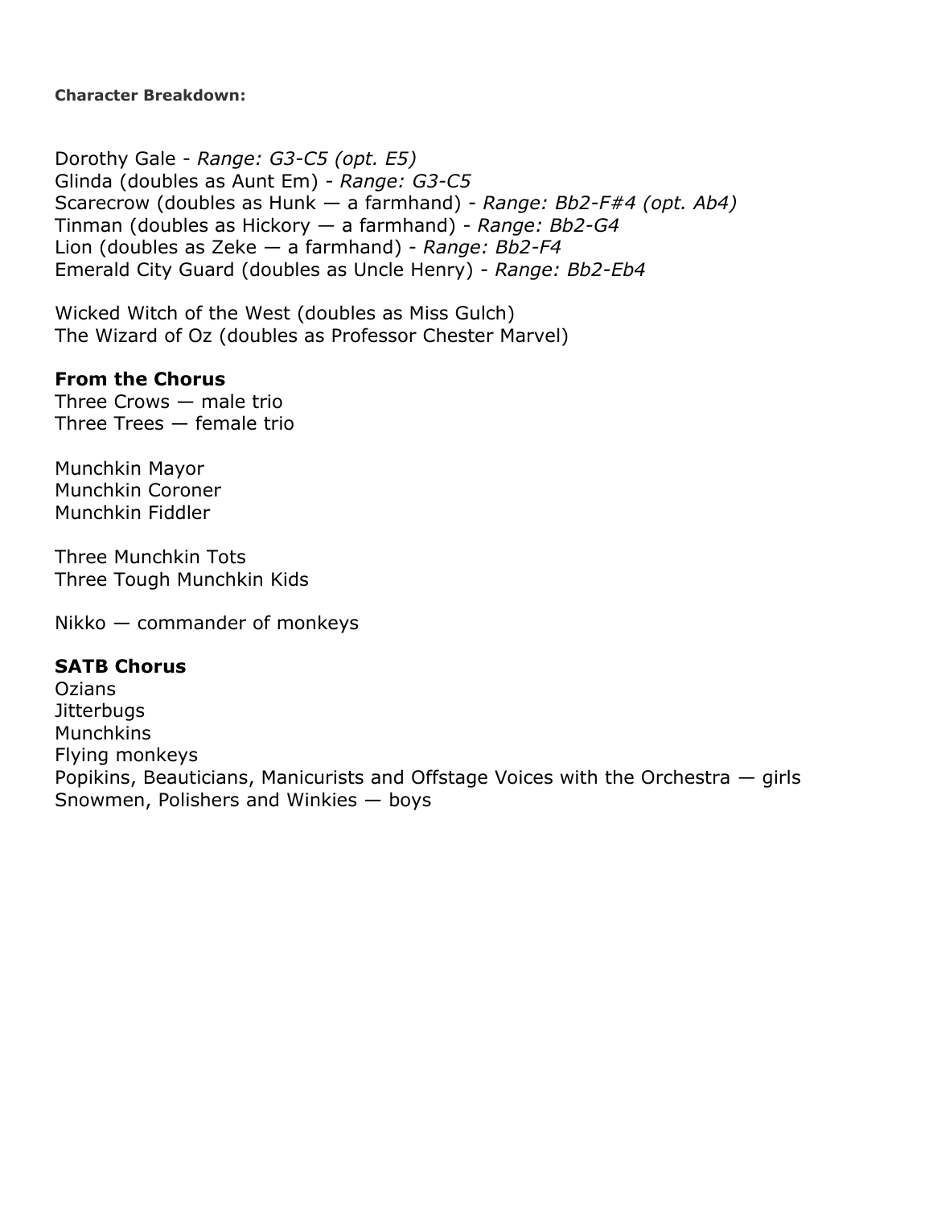**Character Breakdown:**

Dorothy Gale - *Range: G3-C5 (opt. E5)*
Glinda (doubles as Aunt Em) - *Range: G3-C5*
Scarecrow (doubles as Hunk — a farmhand) - *Range: Bb2-F#4 (opt. Ab4)*
Tinman (doubles as Hickory — a farmhand) - *Range: Bb2-G4*
Lion (doubles as Zeke — a farmhand) - *Range: Bb2-F4*
Emerald City Guard (doubles as Uncle Henry) - *Range: Bb2-Eb4*

Wicked Witch of the West (doubles as Miss Gulch)
The Wizard of Oz (doubles as Professor Chester Marvel)

**From the Chorus**
Three Crows — male trio
Three Trees — female trio

Munchkin Mayor
Munchkin Coroner
Munchkin Fiddler

Three Munchkin Tots
Three Tough Munchkin Kids

Nikko — commander of monkeys

**SATB Chorus**
Ozians
Jitterbugs
Munchkins
Flying monkeys
Popikins, Beauticians, Manicurists and Offstage Voices with the Orchestra — girls
Snowmen, Polishers and Winkies — boys